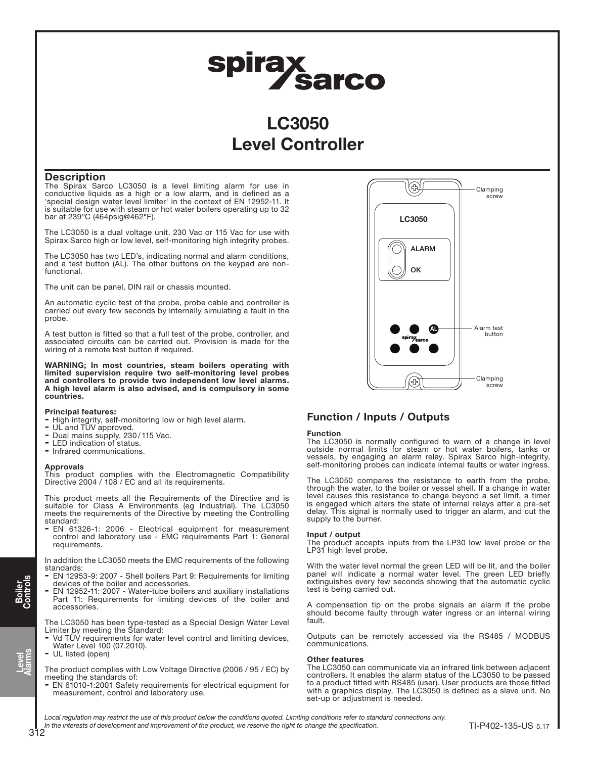# LC3050 Level Controller

## Description

The Spirax Sarco LC3050 is a level limiting alarm for use in conductive liquids as a high or a low alarm, and is defined as a 'special design water level limiter' in the context of EN 12952-11. It is suitable for use with steam or hot water boilers operating up to 32 bar at 239°C (464psig@462°F).

The LC3050 is a dual voltage unit, 230 Vac or 115 Vac for use with Spirax Sarco high or low level, self-monitoring high integrity probes.

The LC3050 has two LED's, indicating normal and alarm conditions, and a test button (AL). The other buttons on the keypad are non-functional.

The unit can be panel, DIN rail or chassis mounted.

An automatic cyclic test of the probe, probe cable and controller is carried out every few seconds by internally simulating a fault in the probe.

A test button is fitted so that a full test of the probe, controller, and associated circuits can be carried out. Provision is made for the wiring of a remote test button if required.

**WARNING; In most countries, steam boilers operating with limited supervision require two self-monitoring level probes and controllers to provide two independent low level alarms. A high level alarm is also advised, and is compulsory in some countries.**

### Principal features:

- High integrity, self-monitoring low or high level alarm.
- UL and TÜV approved.
- Dual mains supply, 230 / 115 Vac.
- LED indication of status.
- Infrared communications.

### Approvals

This product complies with the Electromagnetic Compatibility Directive 2004 / 108 / EC and all its requirements.

This product meets all the Requirements of the Directive and is suitable for Class A Environments (eg Industrial). The LC3050 meets the requirements of the Directive by meeting the Controlling standard:

- EN 61326-1: 2006 - Electrical equipment for measurement control and laboratory use - EMC requirements Part 1: General requirements.

In addition the LC3050 meets the EMC requirements of the following standards:

- EN 12953-9: 2007 - Shell boilers Part 9: Requirements for limiting devices of the boiler and accessories.
- EN 12952-11: 2007 - Water-tube boilers and auxiliary installations Part 11: Requirements for limiting devices of the boiler and accessories.

The LC3050 has been type-tested as a Special Design Water Level Limiter by meeting the Standard:

- Vd TÜV requirements for water level control and limiting devices, Water Level 100 (07.2010).
- UL listed (open)

The product complies with Low Voltage Directive (2006 / 95 / EC) by meeting the standards of:

- EN 61010-1:2001 Safety requirements for electrical equipment for measurement, control and laboratory use.

LC3050

ALARM

OK

AL

Clamping screw

Alarm test button

Clamping screw

## Function / Inputs / Outputs

### Function

The LC3050 is normally configured to warn of a change in level outside normal limits for steam or hot water boilers, tanks or vessels, by engaging an alarm relay. Spirax Sarco high-integrity, self-monitoring probes can indicate internal faults or water ingress.

The LC3050 compares the resistance to earth from the probe, through the water, to the boiler or vessel shell. If a change in water level causes this resistance to change beyond a set limit, a timer is engaged which alters the state of internal relays after a pre-set delay. This signal is normally used to trigger an alarm, and cut the supply to the burner.

### Input / output

The product accepts inputs from the LP30 low level probe or the LP31 high level probe.

With the water level normal the green LED will be lit, and the boiler panel will indicate a normal water level. The green LED briefly extinguishes every few seconds showing that the automatic cyclic test is being carried out.

A compensation tip on the probe signals an alarm if the probe should become faulty through water ingress or an internal wiring fault.

Outputs can be remotely accessed via the RS485 / MODBUS communications.

### Other features

The LC3050 can communicate via an infrared link between adjacent controllers. It enables the alarm status of the LC3050 to be passed to a product fitted with RS485 (user). User products are those fitted with a graphics display. The LC3050 is defined as a slave unit. No set-up or adjustment is needed.

*Local regulation may restrict the use of this product below the conditions quoted. Limiting conditions refer to standard connections only.*
*In the interests of development and improvement of the product, we reserve the right to change the specification.*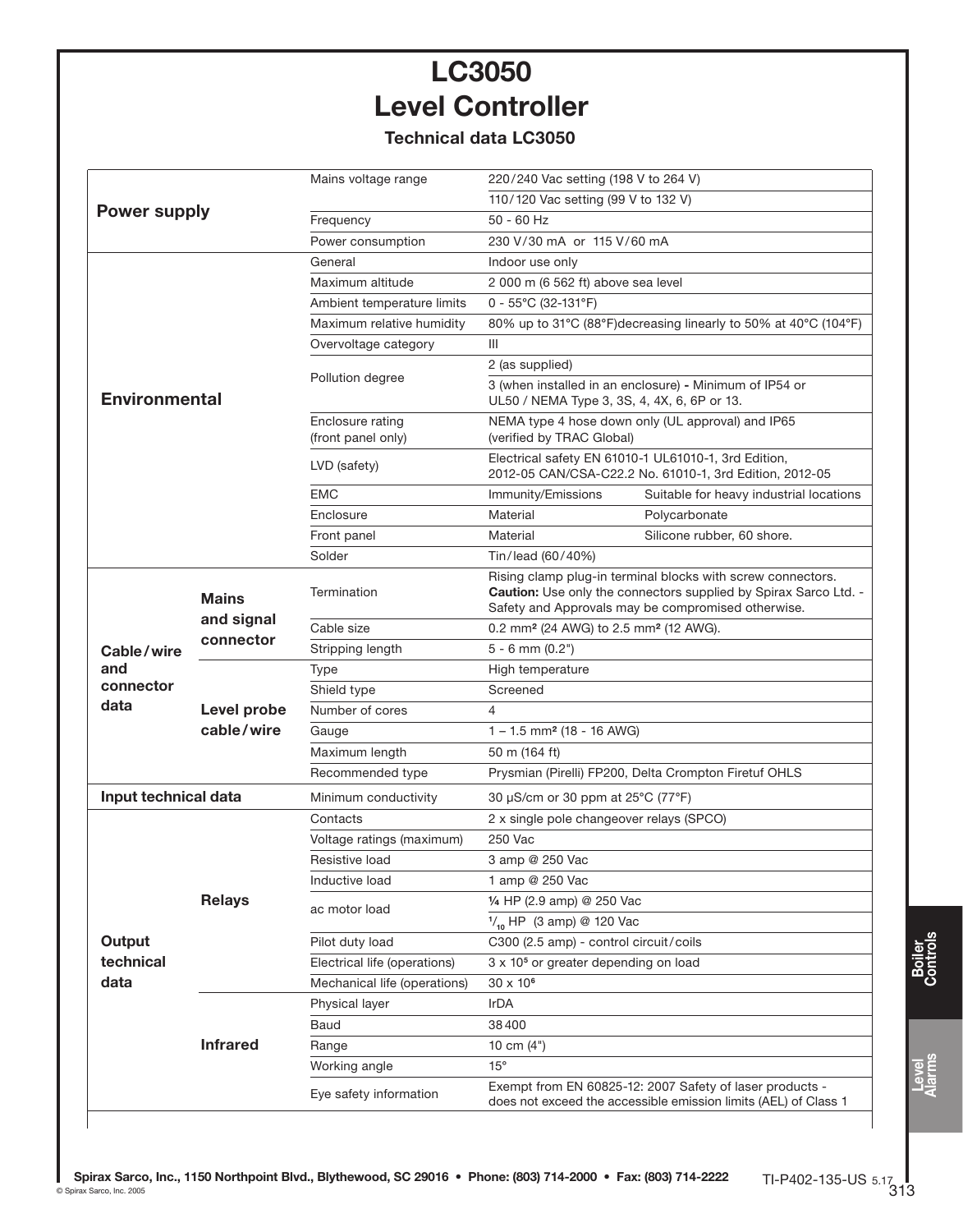# LC3050
# Level Controller

## Technical data LC3050

| | | | | |
|---|---|---|---|---|
| **Power supply** | | Mains voltage range | 220/240 Vac setting (198 V to 264 V) | |
| | | | 110/120 Vac setting (99 V to 132 V) | |
| | | Frequency | 50 - 60 Hz | |
| | | Power consumption | 230 V/30 mA or 115 V/60 mA | |
| **Environmental** | | General | Indoor use only | |
| | | Maximum altitude | 2 000 m (6 562 ft) above sea level | |
| | | Ambient temperature limits | 0 - 55°C (32-131°F) | |
| | | Maximum relative humidity | 80% up to 31°C (88°F)decreasing linearly to 50% at 40°C (104°F) | |
| | | Overvoltage category | III | |
| | | Pollution degree | 2 (as supplied) | |
| | | | 3 (when installed in an enclosure) - Minimum of IP54 or UL50 / NEMA Type 3, 3S, 4, 4X, 6, 6P or 13. | |
| | | Enclosure rating (front panel only) | NEMA type 4 hose down only (UL approval) and IP65 (verified by TRAC Global) | |
| | | LVD (safety) | Electrical safety EN 61010-1 UL61010-1, 3rd Edition, 2012-05 CAN/CSA-C22.2 No. 61010-1, 3rd Edition, 2012-05 | |
| | | EMC | Immunity/Emissions | Suitable for heavy industrial locations |
| | | Enclosure | Material | Polycarbonate |
| | | Front panel | Material | Silicone rubber, 60 shore. |
| | | Solder | Tin/lead (60/40%) | |
| **Cable/wire and connector data** | **Mains and signal connector** | Termination | Rising clamp plug-in terminal blocks with screw connectors. **Caution:** Use only the connectors supplied by Spirax Sarco Ltd. - Safety and Approvals may be compromised otherwise. | |
| | | Cable size | 0.2 mm² (24 AWG) to 2.5 mm² (12 AWG). | |
| | | Stripping length | 5 - 6 mm (0.2") | |
| | **Level probe cable/wire** | Type | High temperature | |
| | | Shield type | Screened | |
| | | Number of cores | 4 | |
| | | Gauge | 1 – 1.5 mm² (18 - 16 AWG) | |
| | | Maximum length | 50 m (164 ft) | |
| | | Recommended type | Prysmian (Pirelli) FP200, Delta Crompton Firetuf OHLS | |
| **Input technical data** | | Minimum conductivity | 30 μS/cm or 30 ppm at 25°C (77°F) | |
| **Output technical data** | **Relays** | Contacts | 2 x single pole changeover relays (SPCO) | |
| | | Voltage ratings (maximum) | 250 Vac | |
| | | Resistive load | 3 amp @ 250 Vac | |
| | | Inductive load | 1 amp @ 250 Vac | |
| | | ac motor load | ¼ HP (2.9 amp) @ 250 Vac | |
| | | | $^{1}/_{10}$ HP (3 amp) @ 120 Vac | |
| | | Pilot duty load | C300 (2.5 amp) - control circuit/coils | |
| | | Electrical life (operations) | 3 x $10^5$ or greater depending on load | |
| | | Mechanical life (operations) | 30 x $10^6$ | |
| | **Infrared** | Physical layer | IrDA | |
| | | Baud | 38 400 | |
| | | Range | 10 cm (4") | |
| | | Working angle | 15° | |
| | | Eye safety information | Exempt from EN 60825-12: 2007 Safety of laser products - does not exceed the accessible emission limits (AEL) of Class 1 | |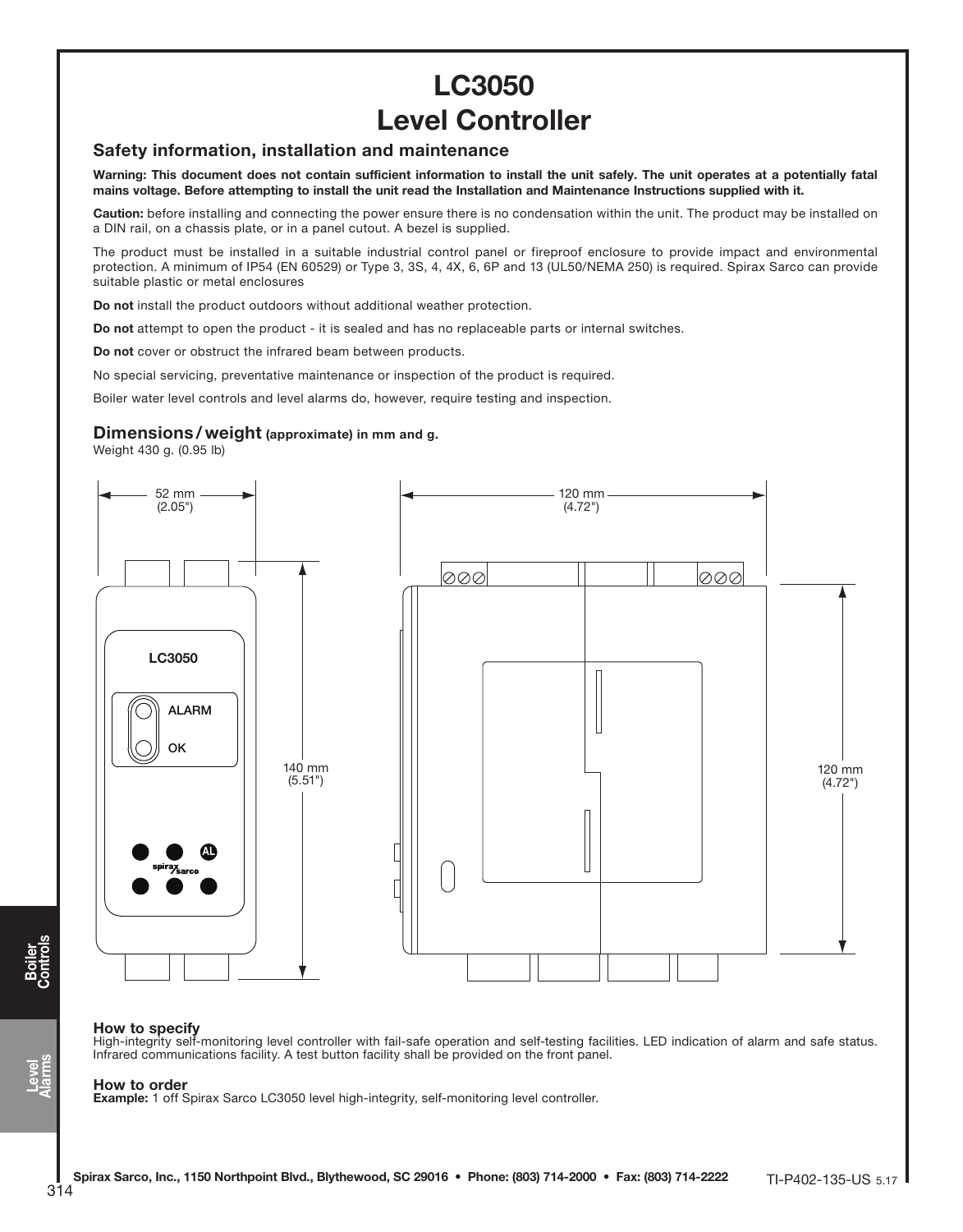# LC3050
# Level Controller

## Safety information, installation and maintenance

**Warning: This document does not contain sufficient information to install the unit safely. The unit operates at a potentially fatal mains voltage. Before attempting to install the unit read the Installation and Maintenance Instructions supplied with it.**

**Caution:** before installing and connecting the power ensure there is no condensation within the unit. The product may be installed on a DIN rail, on a chassis plate, or in a panel cutout. A bezel is supplied.

The product must be installed in a suitable industrial control panel or fireproof enclosure to provide impact and environmental protection. A minimum of IP54 (EN 60529) or Type 3, 3S, 4, 4X, 6, 6P and 13 (UL50/NEMA 250) is required. Spirax Sarco can provide suitable plastic or metal enclosures

**Do not** install the product outdoors without additional weather protection.

**Do not** attempt to open the product - it is sealed and has no replaceable parts or internal switches.

**Do not** cover or obstruct the infrared beam between products.

No special servicing, preventative maintenance or inspection of the product is required.

Boiler water level controls and level alarms do, however, require testing and inspection.

## Dimensions / weight (approximate) in mm and g.

Weight 430 g. (0.95 lb)

52 mm (2.05")

140 mm (5.51")

LC3050

ALARM

OK

AL

spirax sarco

120 mm (4.72")

120 mm (4.72")

### How to specify

High-integrity self-monitoring level controller with fail-safe operation and self-testing facilities. LED indication of alarm and safe status. Infrared communications facility. A test button facility shall be provided on the front panel.

### How to order

**Example:** 1 off Spirax Sarco LC3050 level high-integrity, self-monitoring level controller.

Boiler Controls

Level Alarms

TI-P402-135-US 5.17